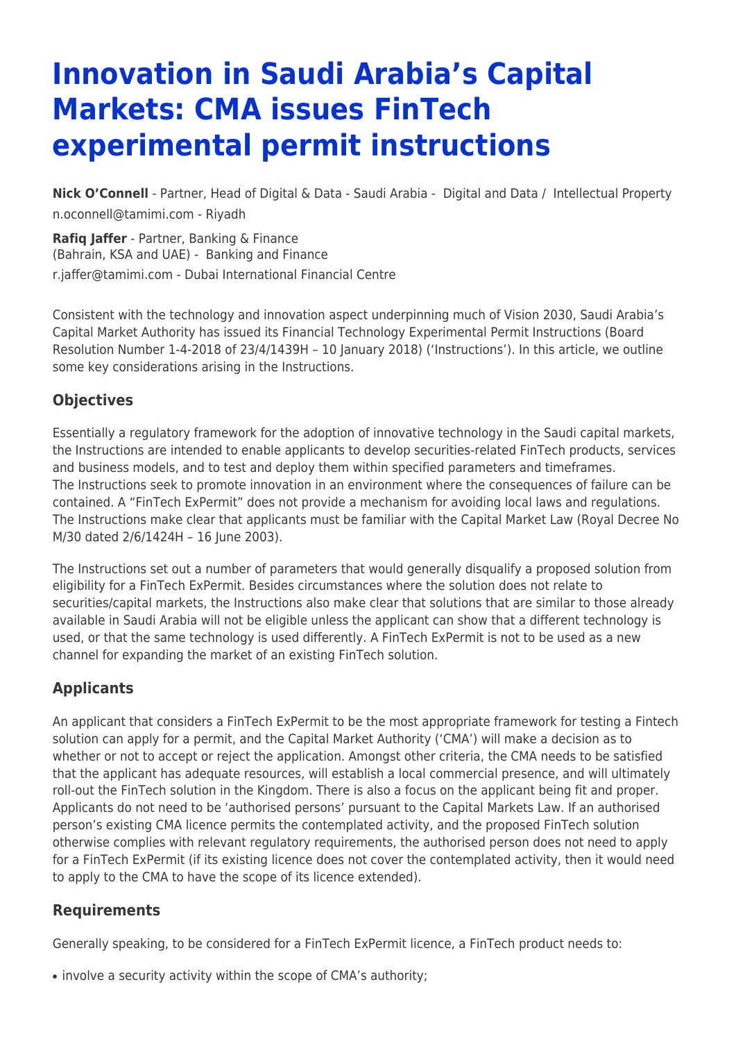# Innovation in Saudi Arabia's Capital Markets: CMA issues FinTech experimental permit instructions

**Nick O'Connell** - Partner, Head of Digital & Data - Saudi Arabia - Digital and Data / Intellectual Property
n.oconnell@tamimi.com - Riyadh

**Rafiq Jaffer** - Partner, Banking & Finance (Bahrain, KSA and UAE) - Banking and Finance
r.jaffer@tamimi.com - Dubai International Financial Centre

Consistent with the technology and innovation aspect underpinning much of Vision 2030, Saudi Arabia's Capital Market Authority has issued its Financial Technology Experimental Permit Instructions (Board Resolution Number 1-4-2018 of 23/4/1439H – 10 January 2018) ('Instructions'). In this article, we outline some key considerations arising in the Instructions.

## Objectives

Essentially a regulatory framework for the adoption of innovative technology in the Saudi capital markets, the Instructions are intended to enable applicants to develop securities-related FinTech products, services and business models, and to test and deploy them within specified parameters and timeframes.
The Instructions seek to promote innovation in an environment where the consequences of failure can be contained. A "FinTech ExPermit" does not provide a mechanism for avoiding local laws and regulations. The Instructions make clear that applicants must be familiar with the Capital Market Law (Royal Decree No M/30 dated 2/6/1424H – 16 June 2003).

The Instructions set out a number of parameters that would generally disqualify a proposed solution from eligibility for a FinTech ExPermit. Besides circumstances where the solution does not relate to securities/capital markets, the Instructions also make clear that solutions that are similar to those already available in Saudi Arabia will not be eligible unless the applicant can show that a different technology is used, or that the same technology is used differently. A FinTech ExPermit is not to be used as a new channel for expanding the market of an existing FinTech solution.

## Applicants

An applicant that considers a FinTech ExPermit to be the most appropriate framework for testing a Fintech solution can apply for a permit, and the Capital Market Authority ('CMA') will make a decision as to whether or not to accept or reject the application. Amongst other criteria, the CMA needs to be satisfied that the applicant has adequate resources, will establish a local commercial presence, and will ultimately roll-out the FinTech solution in the Kingdom. There is also a focus on the applicant being fit and proper. Applicants do not need to be 'authorised persons' pursuant to the Capital Markets Law. If an authorised person's existing CMA licence permits the contemplated activity, and the proposed FinTech solution otherwise complies with relevant regulatory requirements, the authorised person does not need to apply for a FinTech ExPermit (if its existing licence does not cover the contemplated activity, then it would need to apply to the CMA to have the scope of its licence extended).

## Requirements

Generally speaking, to be considered for a FinTech ExPermit licence, a FinTech product needs to:

- involve a security activity within the scope of CMA's authority;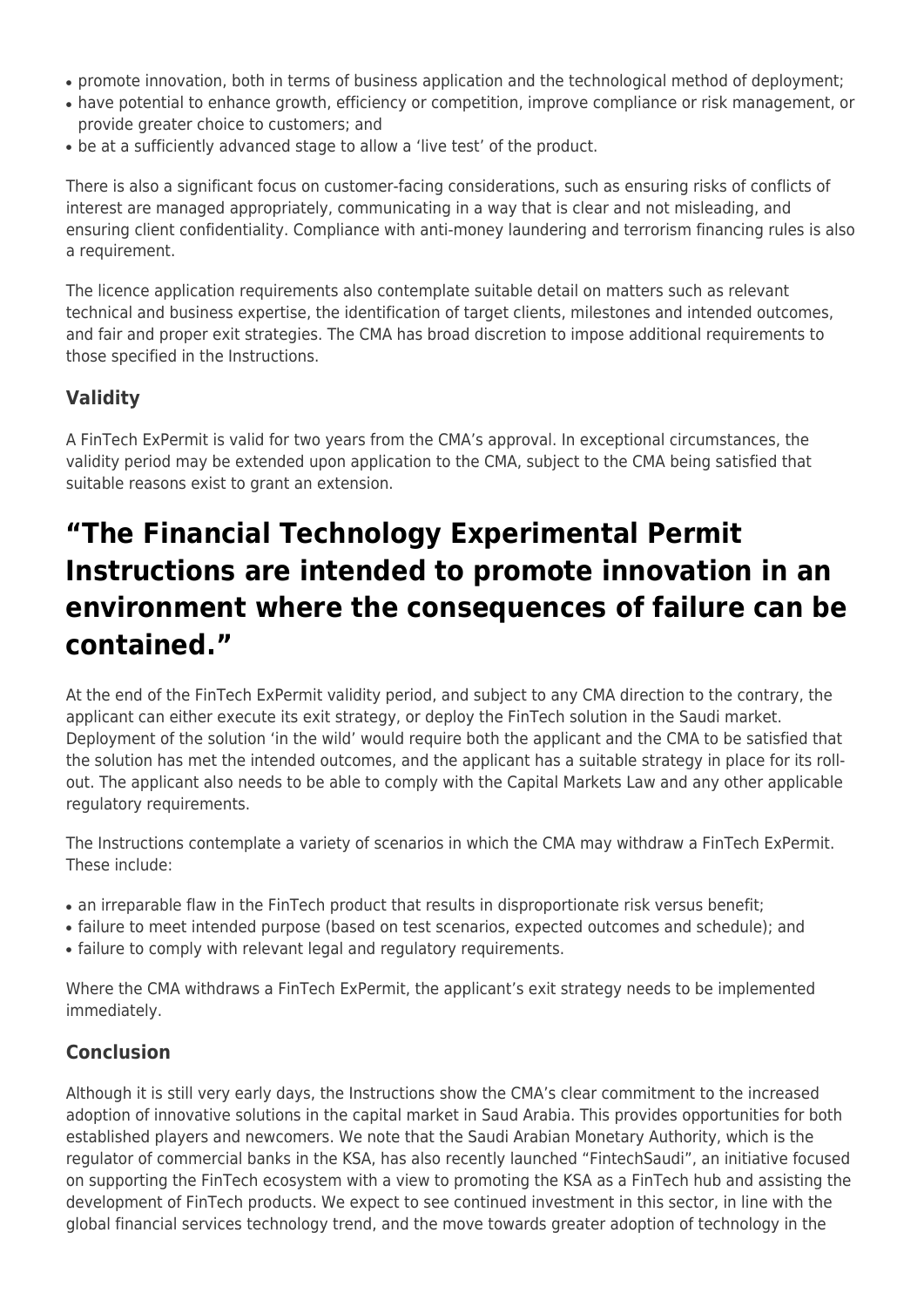- promote innovation, both in terms of business application and the technological method of deployment;
- have potential to enhance growth, efficiency or competition, improve compliance or risk management, or provide greater choice to customers; and
- be at a sufficiently advanced stage to allow a 'live test' of the product.

There is also a significant focus on customer-facing considerations, such as ensuring risks of conflicts of interest are managed appropriately, communicating in a way that is clear and not misleading, and ensuring client confidentiality. Compliance with anti-money laundering and terrorism financing rules is also a requirement.

The licence application requirements also contemplate suitable detail on matters such as relevant technical and business expertise, the identification of target clients, milestones and intended outcomes, and fair and proper exit strategies. The CMA has broad discretion to impose additional requirements to those specified in the Instructions.

### Validity

A FinTech ExPermit is valid for two years from the CMA's approval. In exceptional circumstances, the validity period may be extended upon application to the CMA, subject to the CMA being satisfied that suitable reasons exist to grant an extension.

## "The Financial Technology Experimental Permit Instructions are intended to promote innovation in an environment where the consequences of failure can be contained."

At the end of the FinTech ExPermit validity period, and subject to any CMA direction to the contrary, the applicant can either execute its exit strategy, or deploy the FinTech solution in the Saudi market. Deployment of the solution 'in the wild' would require both the applicant and the CMA to be satisfied that the solution has met the intended outcomes, and the applicant has a suitable strategy in place for its roll-out. The applicant also needs to be able to comply with the Capital Markets Law and any other applicable regulatory requirements.

The Instructions contemplate a variety of scenarios in which the CMA may withdraw a FinTech ExPermit. These include:

- an irreparable flaw in the FinTech product that results in disproportionate risk versus benefit;
- failure to meet intended purpose (based on test scenarios, expected outcomes and schedule); and
- failure to comply with relevant legal and regulatory requirements.

Where the CMA withdraws a FinTech ExPermit, the applicant's exit strategy needs to be implemented immediately.

### Conclusion

Although it is still very early days, the Instructions show the CMA's clear commitment to the increased adoption of innovative solutions in the capital market in Saud Arabia. This provides opportunities for both established players and newcomers. We note that the Saudi Arabian Monetary Authority, which is the regulator of commercial banks in the KSA, has also recently launched "FintechSaudi", an initiative focused on supporting the FinTech ecosystem with a view to promoting the KSA as a FinTech hub and assisting the development of FinTech products. We expect to see continued investment in this sector, in line with the global financial services technology trend, and the move towards greater adoption of technology in the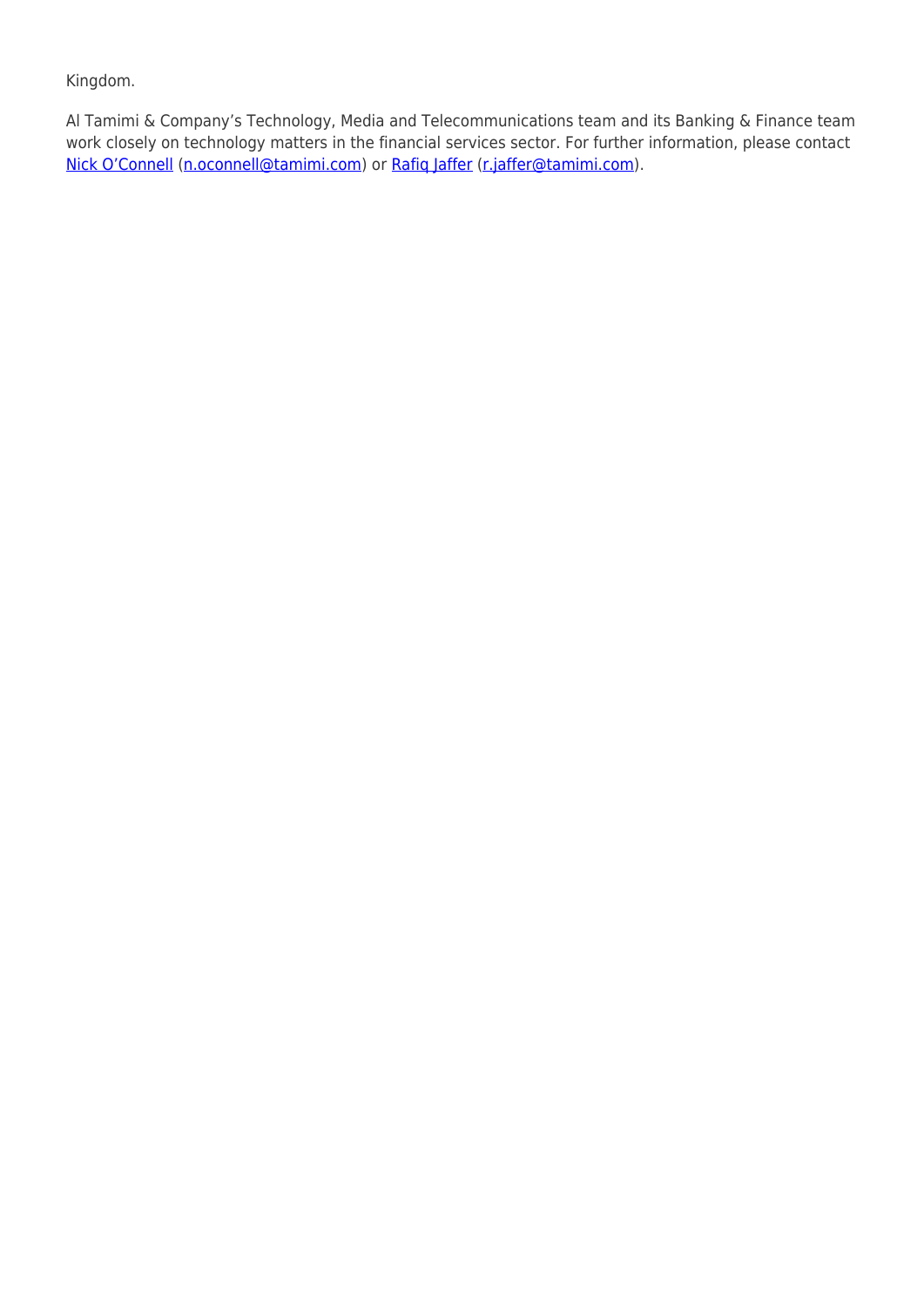Kingdom.

Al Tamimi & Company's Technology, Media and Telecommunications team and its Banking & Finance team work closely on technology matters in the financial services sector. For further information, please contact [Nick O'Connell](n.oconnell@tamimi.com) (n.oconnell@tamimi.com) or [Rafiq Jaffer](r.jaffer@tamimi.com) (r.jaffer@tamimi.com).